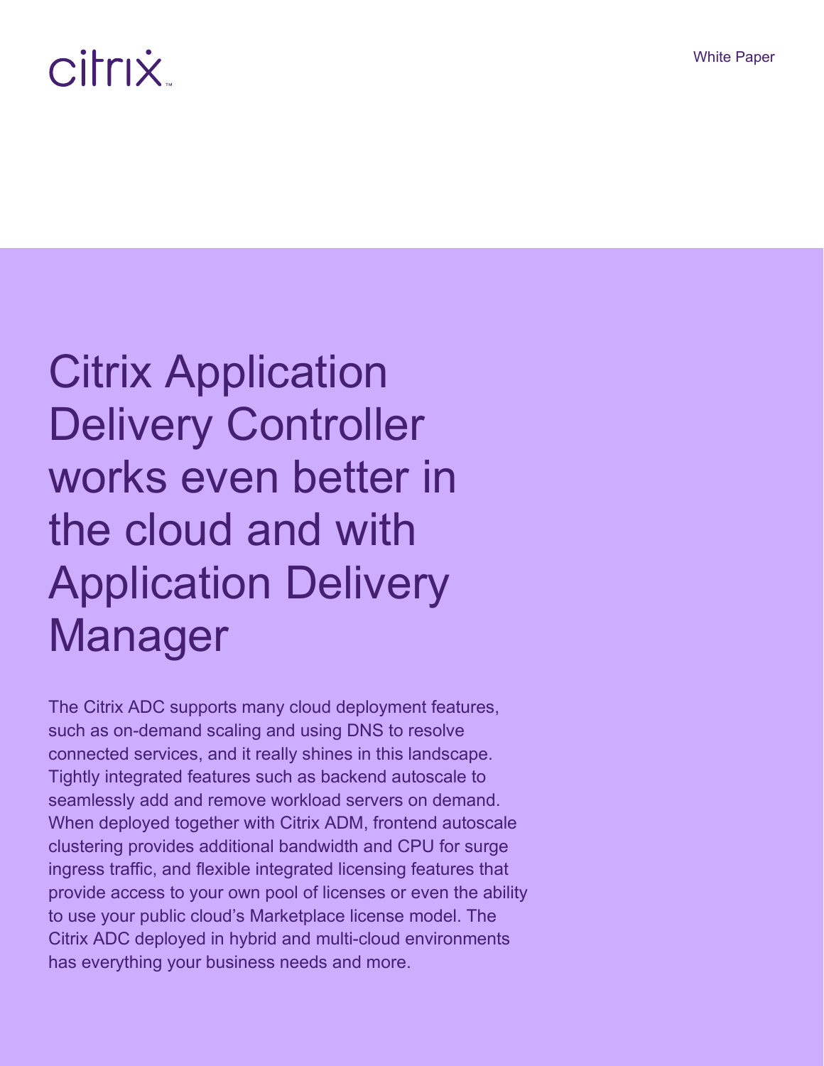citrix

White Paper

# Citrix Application Delivery Controller works even better in the cloud and with Application Delivery Manager

The Citrix ADC supports many cloud deployment features, such as on-demand scaling and using DNS to resolve connected services, and it really shines in this landscape. Tightly integrated features such as backend autoscale to seamlessly add and remove workload servers on demand. When deployed together with Citrix ADM, frontend autoscale clustering provides additional bandwidth and CPU for surge ingress traffic, and flexible integrated licensing features that provide access to your own pool of licenses or even the ability to use your public cloud's Marketplace license model. The Citrix ADC deployed in hybrid and multi-cloud environments has everything your business needs and more.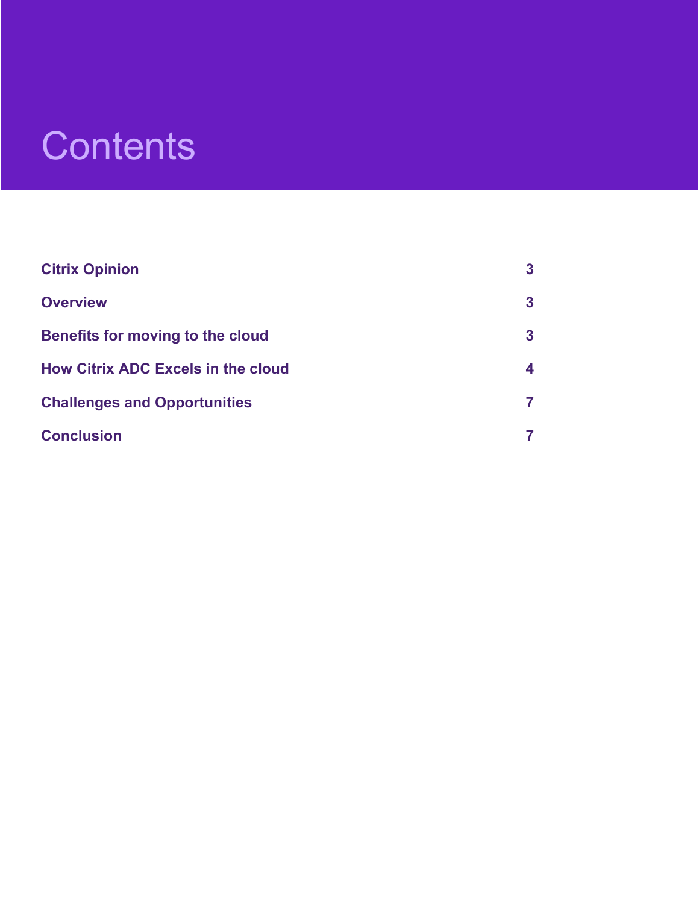# Contents

| | |
|---|---|
| **Citrix Opinion** | **3** |
| **Overview** | **3** |
| **Benefits for moving to the cloud** | **3** |
| **How Citrix ADC Excels in the cloud** | **4** |
| **Challenges and Opportunities** | **7** |
| **Conclusion** | **7** |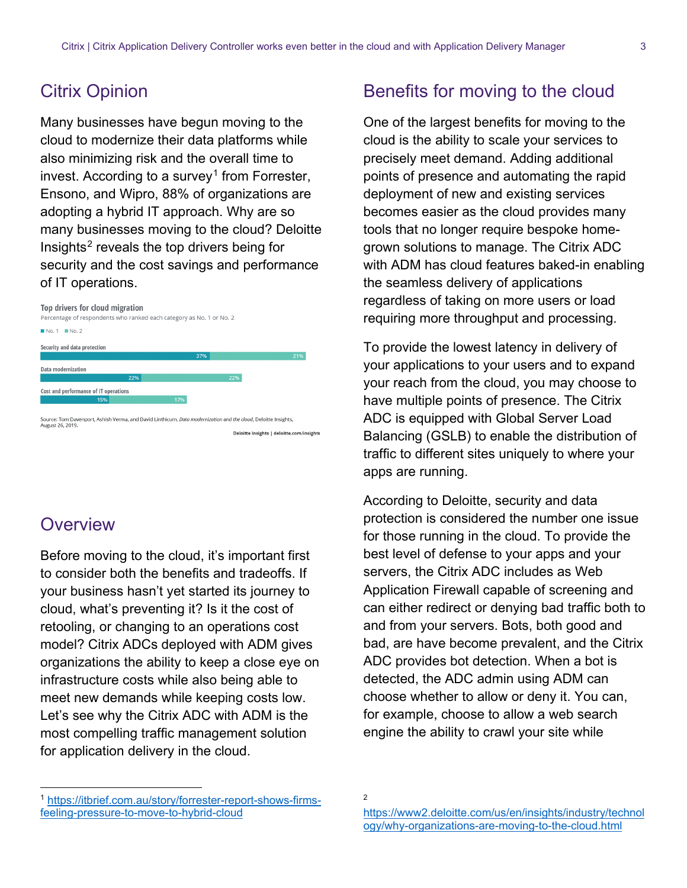## Citrix Opinion

Many businesses have begun moving to the cloud to modernize their data platforms while also minimizing risk and the overall time to invest. According to a survey[1] from Forrester, Ensono, and Wipro, 88% of organizations are adopting a hybrid IT approach. Why are so many businesses moving to the cloud? Deloitte Insights[2] reveals the top drivers being for security and the cost savings and performance of IT operations.

**Top drivers for cloud migration**

Percentage of respondents who ranked each category as No. 1 or No. 2

| Category | No. 1 | No. 2 |
|---|---|---|
| Security and data protection | 37% | 21% |
| Data modernization | 22% | 22% |
| Cost and performance of IT operations | 15% | 17% |

Source: Tom Davenport, Ashish Verma, and David Linthicum, *Data modernization and the cloud*, Deloitte Insights, August 26, 2019.

Deloitte Insights | deloitte.com/insights

## Overview

Before moving to the cloud, it's important first to consider both the benefits and tradeoffs. If your business hasn't yet started its journey to cloud, what's preventing it? Is it the cost of retooling, or changing to an operations cost model? Citrix ADCs deployed with ADM gives organizations the ability to keep a close eye on infrastructure costs while also being able to meet new demands while keeping costs low. Let's see why the Citrix ADC with ADM is the most compelling traffic management solution for application delivery in the cloud.

## Benefits for moving to the cloud

One of the largest benefits for moving to the cloud is the ability to scale your services to precisely meet demand. Adding additional points of presence and automating the rapid deployment of new and existing services becomes easier as the cloud provides many tools that no longer require bespoke home-grown solutions to manage. The Citrix ADC with ADM has cloud features baked-in enabling the seamless delivery of applications regardless of taking on more users or load requiring more throughput and processing.

To provide the lowest latency in delivery of your applications to your users and to expand your reach from the cloud, you may choose to have multiple points of presence. The Citrix ADC is equipped with Global Server Load Balancing (GSLB) to enable the distribution of traffic to different sites uniquely to where your apps are running.

According to Deloitte, security and data protection is considered the number one issue for those running in the cloud. To provide the best level of defense to your apps and your servers, the Citrix ADC includes as Web Application Firewall capable of screening and can either redirect or denying bad traffic both to and from your servers. Bots, both good and bad, are have become prevalent, and the Citrix ADC provides bot detection. When a bot is detected, the ADC admin using ADM can choose whether to allow or deny it. You can, for example, choose to allow a web search engine the ability to crawl your site while

---

[1] https://itbrief.com.au/story/forrester-report-shows-firms-feeling-pressure-to-move-to-hybrid-cloud

[2] https://www2.deloitte.com/us/en/insights/industry/technology/why-organizations-are-moving-to-the-cloud.html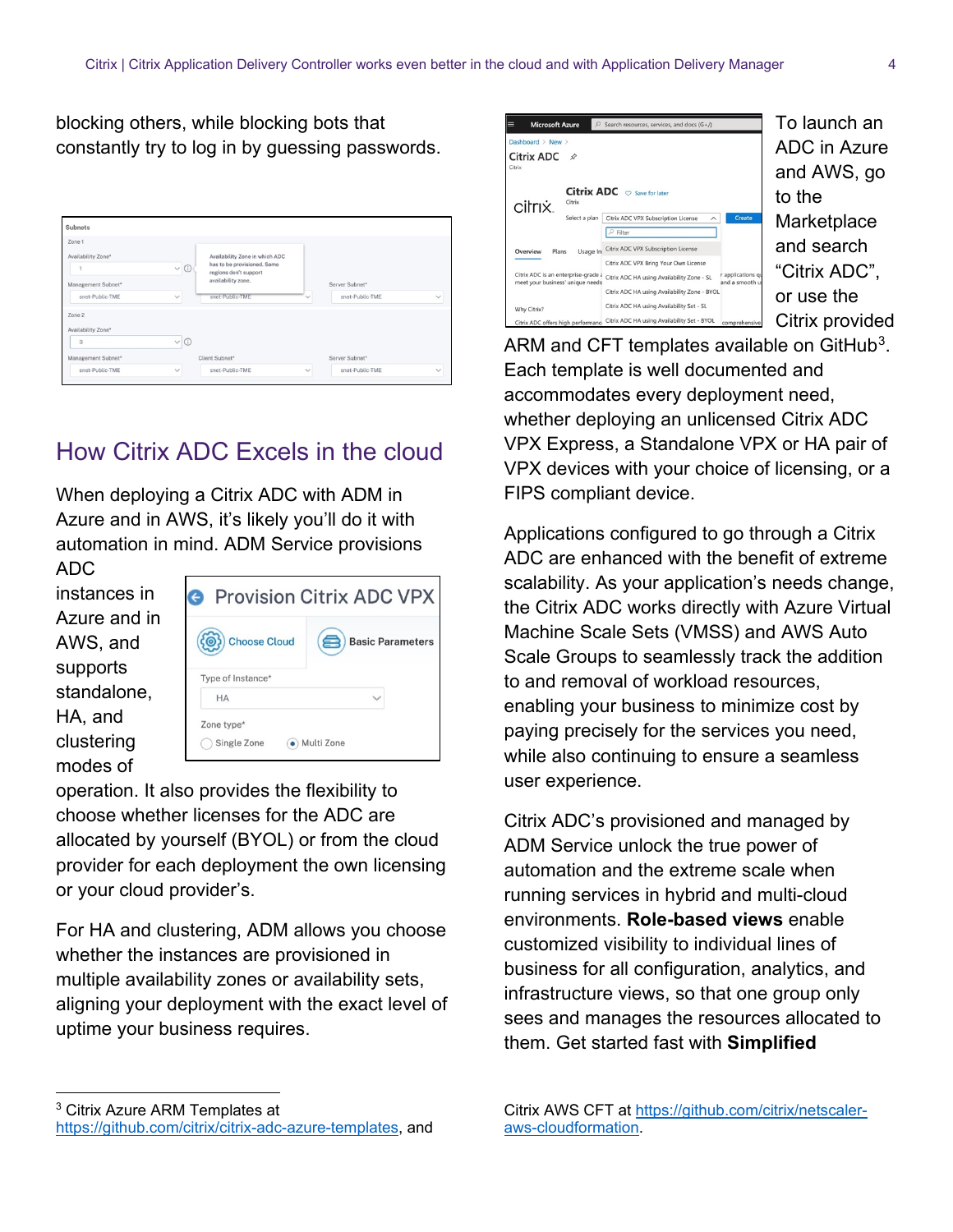blocking others, while blocking bots that constantly try to log in by guessing passwords.

## How Citrix ADC Excels in the cloud

When deploying a Citrix ADC with ADM in Azure and in AWS, it's likely you'll do it with automation in mind. ADM Service provisions ADC instances in Azure and in AWS, and supports standalone, HA, and clustering modes of operation. It also provides the flexibility to choose whether licenses for the ADC are allocated by yourself (BYOL) or from the cloud provider for each deployment the own licensing or your cloud provider's.

For HA and clustering, ADM allows you choose whether the instances are provisioned in multiple availability zones or availability sets, aligning your deployment with the exact level of uptime your business requires.

To launch an ADC in Azure and AWS, go to the Marketplace and search "Citrix ADC", or use the Citrix provided ARM and CFT templates available on GitHub[3]. Each template is well documented and accommodates every deployment need, whether deploying an unlicensed Citrix ADC VPX Express, a Standalone VPX or HA pair of VPX devices with your choice of licensing, or a FIPS compliant device.

Applications configured to go through a Citrix ADC are enhanced with the benefit of extreme scalability. As your application's needs change, the Citrix ADC works directly with Azure Virtual Machine Scale Sets (VMSS) and AWS Auto Scale Groups to seamlessly track the addition to and removal of workload resources, enabling your business to minimize cost by paying precisely for the services you need, while also continuing to ensure a seamless user experience.

Citrix ADC's provisioned and managed by ADM Service unlock the true power of automation and the extreme scale when running services in hybrid and multi-cloud environments. **Role-based views** enable customized visibility to individual lines of business for all configuration, analytics, and infrastructure views, so that one group only sees and manages the resources allocated to them. Get started fast with **Simplified**

---

[3] Citrix Azure ARM Templates at https://github.com/citrix/citrix-adc-azure-templates, and Citrix AWS CFT at https://github.com/citrix/netscaler-aws-cloudformation.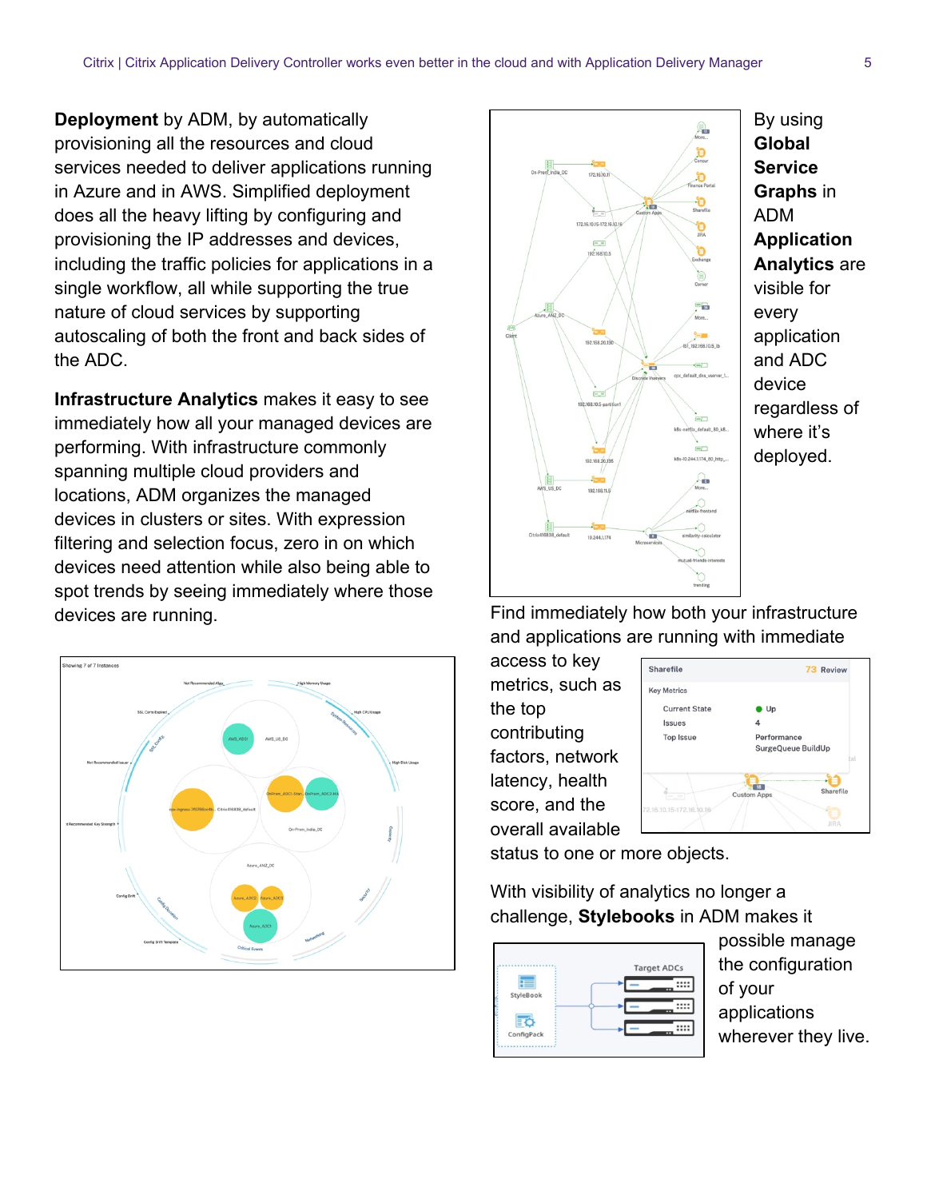**Deployment** by ADM, by automatically provisioning all the resources and cloud services needed to deliver applications running in Azure and in AWS. Simplified deployment does all the heavy lifting by configuring and provisioning the IP addresses and devices, including the traffic policies for applications in a single workflow, all while supporting the true nature of cloud services by supporting autoscaling of both the front and back sides of the ADC.

**Infrastructure Analytics** makes it easy to see immediately how all your managed devices are performing. With infrastructure commonly spanning multiple cloud providers and locations, ADM organizes the managed devices in clusters or sites. With expression filtering and selection focus, zero in on which devices need attention while also being able to spot trends by seeing immediately where those devices are running.

By using **Global Service Graphs** in ADM **Application Analytics** are visible for every application and ADC device regardless of where it's deployed.

Find immediately how both your infrastructure and applications are running with immediate access to key metrics, such as the top contributing factors, network latency, health score, and the overall available status to one or more objects.

With visibility of analytics no longer a challenge, **Stylebooks** in ADM makes it possible manage the configuration of your applications wherever they live.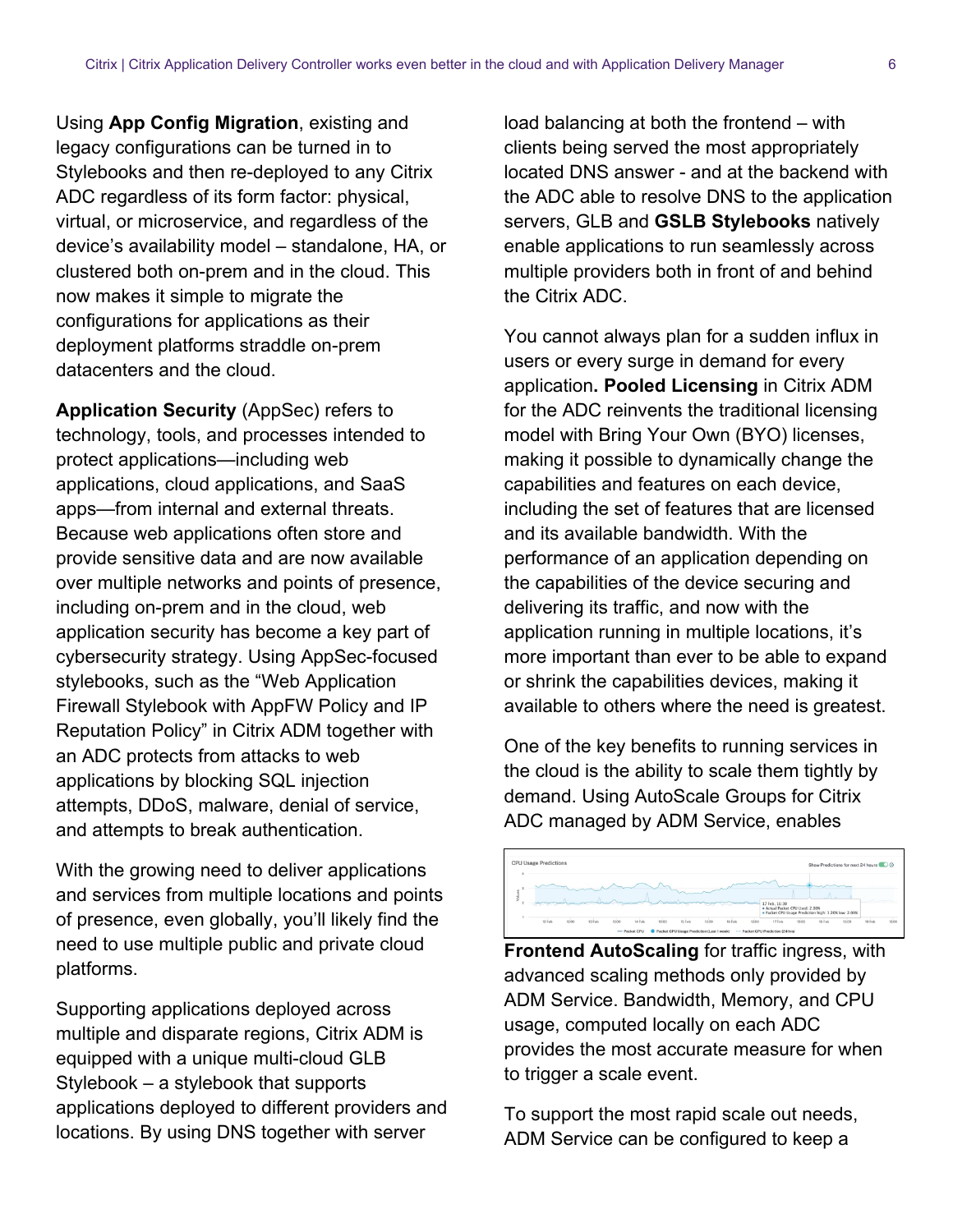Using **App Config Migration**, existing and legacy configurations can be turned in to Stylebooks and then re-deployed to any Citrix ADC regardless of its form factor: physical, virtual, or microservice, and regardless of the device's availability model – standalone, HA, or clustered both on-prem and in the cloud. This now makes it simple to migrate the configurations for applications as their deployment platforms straddle on-prem datacenters and the cloud.

**Application Security** (AppSec) refers to technology, tools, and processes intended to protect applications—including web applications, cloud applications, and SaaS apps—from internal and external threats. Because web applications often store and provide sensitive data and are now available over multiple networks and points of presence, including on-prem and in the cloud, web application security has become a key part of cybersecurity strategy. Using AppSec-focused stylebooks, such as the "Web Application Firewall Stylebook with AppFW Policy and IP Reputation Policy" in Citrix ADM together with an ADC protects from attacks to web applications by blocking SQL injection attempts, DDoS, malware, denial of service, and attempts to break authentication.

With the growing need to deliver applications and services from multiple locations and points of presence, even globally, you'll likely find the need to use multiple public and private cloud platforms.

Supporting applications deployed across multiple and disparate regions, Citrix ADM is equipped with a unique multi-cloud GLB Stylebook – a stylebook that supports applications deployed to different providers and locations. By using DNS together with server load balancing at both the frontend – with clients being served the most appropriately located DNS answer - and at the backend with the ADC able to resolve DNS to the application servers, GLB and **GSLB Stylebooks** natively enable applications to run seamlessly across multiple providers both in front of and behind the Citrix ADC.

You cannot always plan for a sudden influx in users or every surge in demand for every application**. Pooled Licensing** in Citrix ADM for the ADC reinvents the traditional licensing model with Bring Your Own (BYO) licenses, making it possible to dynamically change the capabilities and features on each device, including the set of features that are licensed and its available bandwidth. With the performance of an application depending on the capabilities of the device securing and delivering its traffic, and now with the application running in multiple locations, it's more important than ever to be able to expand or shrink the capabilities devices, making it available to others where the need is greatest.

One of the key benefits to running services in the cloud is the ability to scale them tightly by demand. Using AutoScale Groups for Citrix ADC managed by ADM Service, enables **Frontend AutoScaling** for traffic ingress, with advanced scaling methods only provided by ADM Service. Bandwidth, Memory, and CPU usage, computed locally on each ADC provides the most accurate measure for when to trigger a scale event.

To support the most rapid scale out needs, ADM Service can be configured to keep a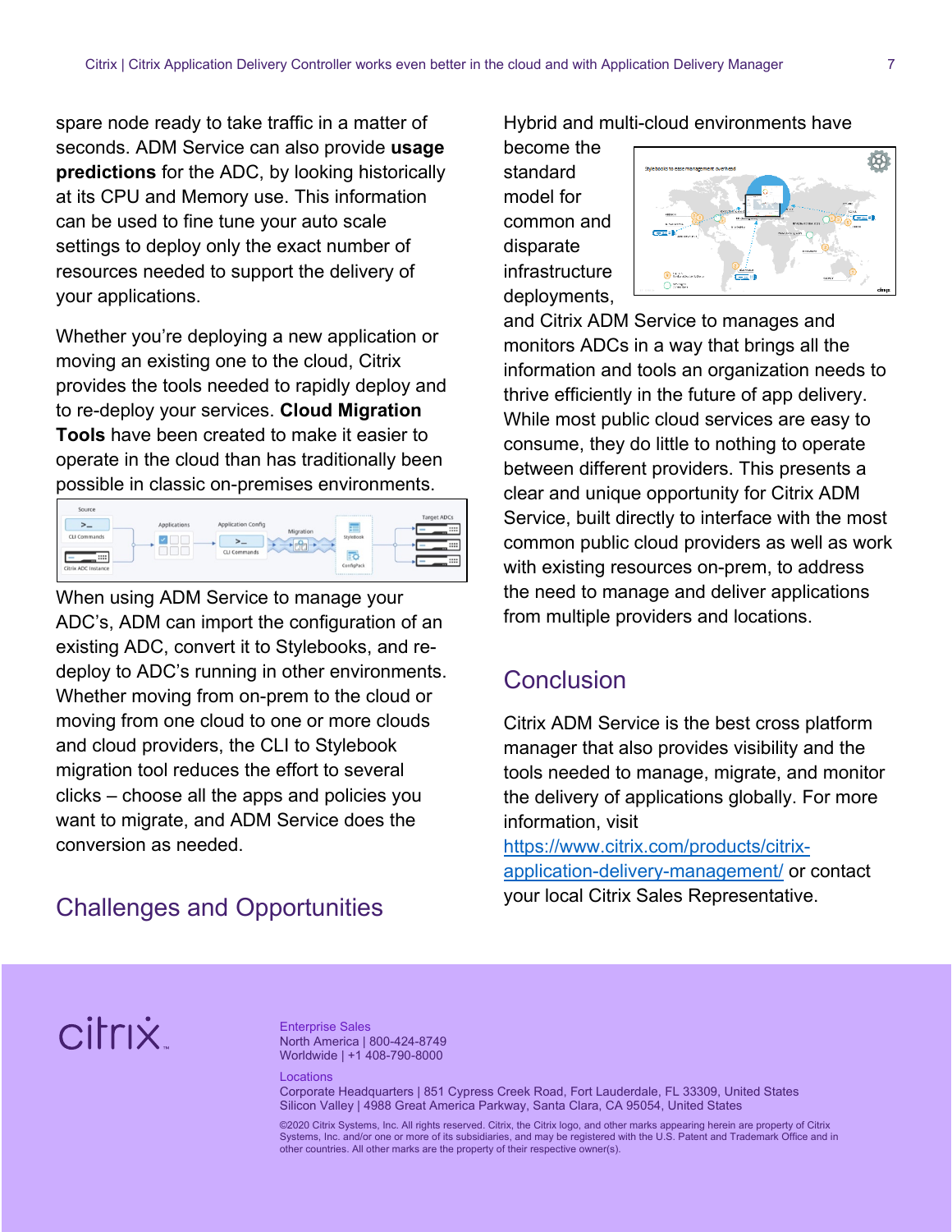spare node ready to take traffic in a matter of seconds. ADM Service can also provide **usage predictions** for the ADC, by looking historically at its CPU and Memory use. This information can be used to fine tune your auto scale settings to deploy only the exact number of resources needed to support the delivery of your applications.

Whether you're deploying a new application or moving an existing one to the cloud, Citrix provides the tools needed to rapidly deploy and to re-deploy your services. **Cloud Migration Tools** have been created to make it easier to operate in the cloud than has traditionally been possible in classic on-premises environments.

When using ADM Service to manage your ADC's, ADM can import the configuration of an existing ADC, convert it to Stylebooks, and re-deploy to ADC's running in other environments. Whether moving from on-prem to the cloud or moving from one cloud to one or more clouds and cloud providers, the CLI to Stylebook migration tool reduces the effort to several clicks – choose all the apps and policies you want to migrate, and ADM Service does the conversion as needed.

## Challenges and Opportunities

Hybrid and multi-cloud environments have become the standard model for common and disparate infrastructure deployments, and Citrix ADM Service to manages and monitors ADCs in a way that brings all the information and tools an organization needs to thrive efficiently in the future of app delivery. While most public cloud services are easy to consume, they do little to nothing to operate between different providers. This presents a clear and unique opportunity for Citrix ADM Service, built directly to interface with the most common public cloud providers as well as work with existing resources on-prem, to address the need to manage and deliver applications from multiple providers and locations.

## Conclusion

Citrix ADM Service is the best cross platform manager that also provides visibility and the tools needed to manage, migrate, and monitor the delivery of applications globally. For more information, visit [https://www.citrix.com/products/citrix-application-delivery-management/](https://www.citrix.com/products/citrix-application-delivery-management/) or contact your local Citrix Sales Representative.

citrix

Enterprise Sales
North America | 800-424-8749
Worldwide | +1 408-790-8000

Locations
Corporate Headquarters | 851 Cypress Creek Road, Fort Lauderdale, FL 33309, United States
Silicon Valley | 4988 Great America Parkway, Santa Clara, CA 95054, United States

©2020 Citrix Systems, Inc. All rights reserved. Citrix, the Citrix logo, and other marks appearing herein are property of Citrix Systems, Inc. and/or one or more of its subsidiaries, and may be registered with the U.S. Patent and Trademark Office and in other countries. All other marks are the property of their respective owner(s).